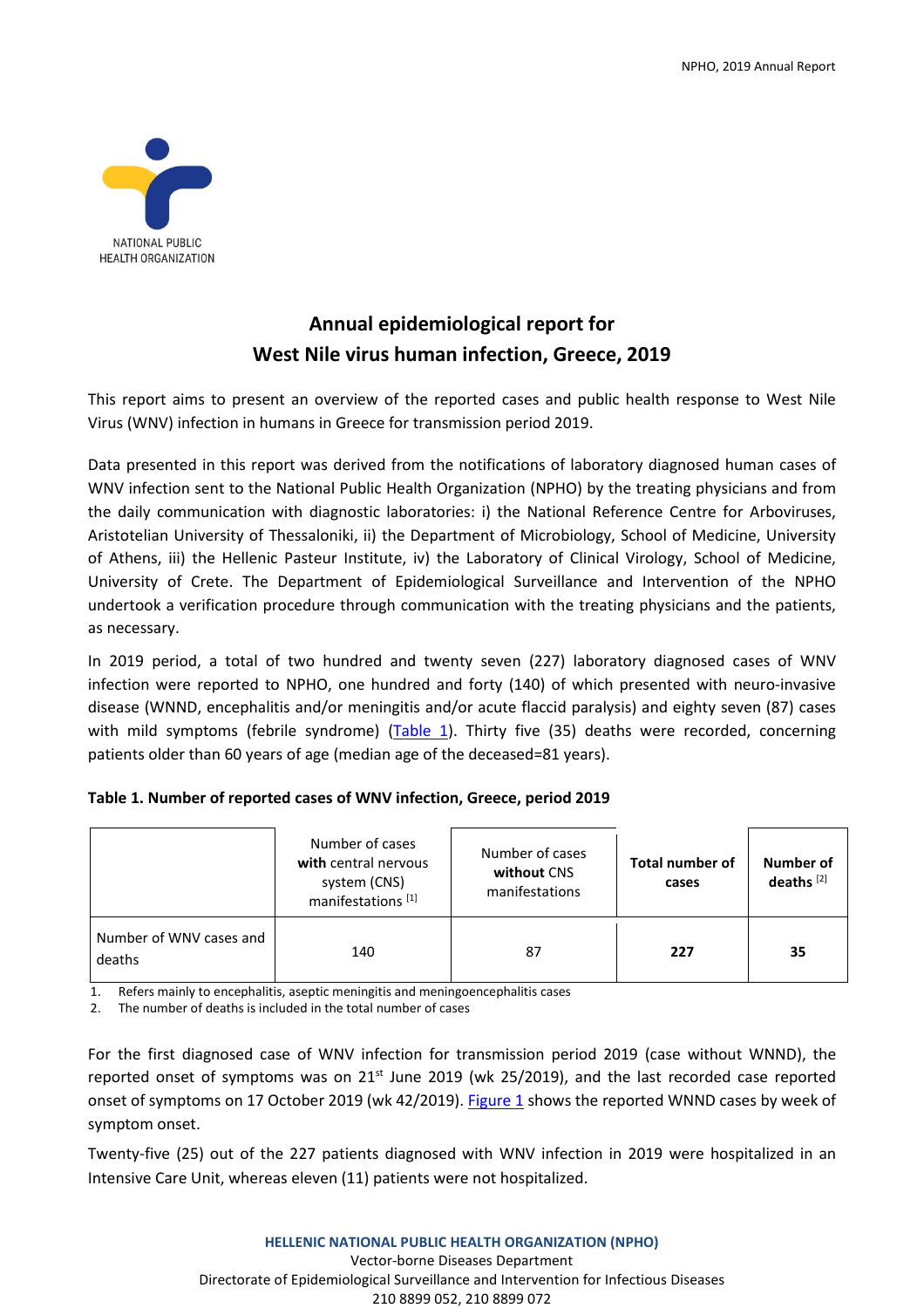# Annual epidemiological report for West Nile virus human infection, Greece, 2019

This report aims to present an overview of the reported cases and public health response to West Nile Virus (WNV) infection in humans in Greece for transmission period 2019.

Data presented in this report was derived from the notifications of laboratory diagnosed human cases of WNV infection sent to the National Public Health Organization (NPHO) by the treating physicians and from the daily communication with diagnostic laboratories: i) the National Reference Centre for Arboviruses, Aristotelian University of Thessaloniki, ii) the Department of Microbiology, School of Medicine, University of Athens, iii) the Hellenic Pasteur Institute, iv) the Laboratory of Clinical Virology, School of Medicine, University of Crete. The Department of Epidemiological Surveillance and Intervention of the NPHO undertook a verification procedure through communication with the treating physicians and the patients, as necessary.

In 2019 period, a total of two hundred and twenty seven (227) laboratory diagnosed cases of WNV infection were reported to NPHO, one hundred and forty (140) of which presented with neuro-invasive disease (WNND, encephalitis and/or meningitis and/or acute flaccid paralysis) and eighty seven (87) cases with mild symptoms (febrile syndrome) (Table 1). Thirty five (35) deaths were recorded, concerning patients older than 60 years of age (median age of the deceased=81 years).

**Table 1. Number of reported cases of WNV infection, Greece, period 2019**

| | Number of cases **with** central nervous system (CNS) manifestations [1] | Number of cases **without** CNS manifestations | **Total number of cases** | **Number of deaths** [2] |
|---|---|---|---|---|
| Number of WNV cases and deaths | 140 | 87 | **227** | **35** |

1. Refers mainly to encephalitis, aseptic meningitis and meningoencephalitis cases
2. The number of deaths is included in the total number of cases

For the first diagnosed case of WNV infection for transmission period 2019 (case without WNND), the reported onset of symptoms was on 21st June 2019 (wk 25/2019), and the last recorded case reported onset of symptoms on 17 October 2019 (wk 42/2019). Figure 1 shows the reported WNND cases by week of symptom onset.

Twenty-five (25) out of the 227 patients diagnosed with WNV infection in 2019 were hospitalized in an Intensive Care Unit, whereas eleven (11) patients were not hospitalized.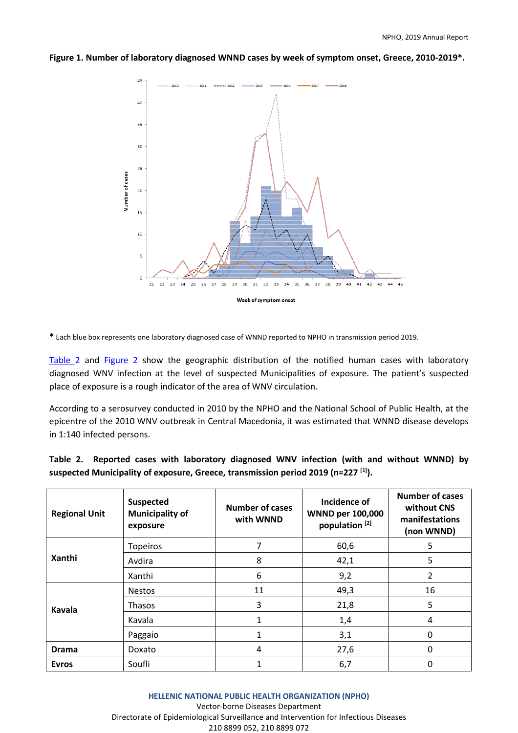**Figure 1. Number of laboratory diagnosed WNND cases by week of symptom onset, Greece, 2010-2019\*.**

\* Each blue box represents one laboratory diagnosed case of WNND reported to NPHO in transmission period 2019.

Table 2 and Figure 2 show the geographic distribution of the notified human cases with laboratory diagnosed WNV infection at the level of suspected Municipalities of exposure. The patient's suspected place of exposure is a rough indicator of the area of WNV circulation.

According to a serosurvey conducted in 2010 by the NPHO and the National School of Public Health, at the epicentre of the 2010 WNV outbreak in Central Macedonia, it was estimated that WNND disease develops in 1:140 infected persons.

**Table 2. Reported cases with laboratory diagnosed WNV infection (with and without WNND) by suspected Municipality of exposure, Greece, transmission period 2019 (n=227 [1]).**

| Regional Unit | Suspected Municipality of exposure | Number of cases with WNND | Incidence of WNND per 100,000 population [2] | Number of cases without CNS manifestations (non WNND) |
|---|---|---|---|---|
| Xanthi | Topeiros | 7 | 60,6 | 5 |
| | Avdira | 8 | 42,1 | 5 |
| | Xanthi | 6 | 9,2 | 2 |
| Kavala | Nestos | 11 | 49,3 | 16 |
| | Thasos | 3 | 21,8 | 5 |
| | Kavala | 1 | 1,4 | 4 |
| | Paggaio | 1 | 3,1 | 0 |
| Drama | Doxato | 4 | 27,6 | 0 |
| Evros | Soufli | 1 | 6,7 | 0 |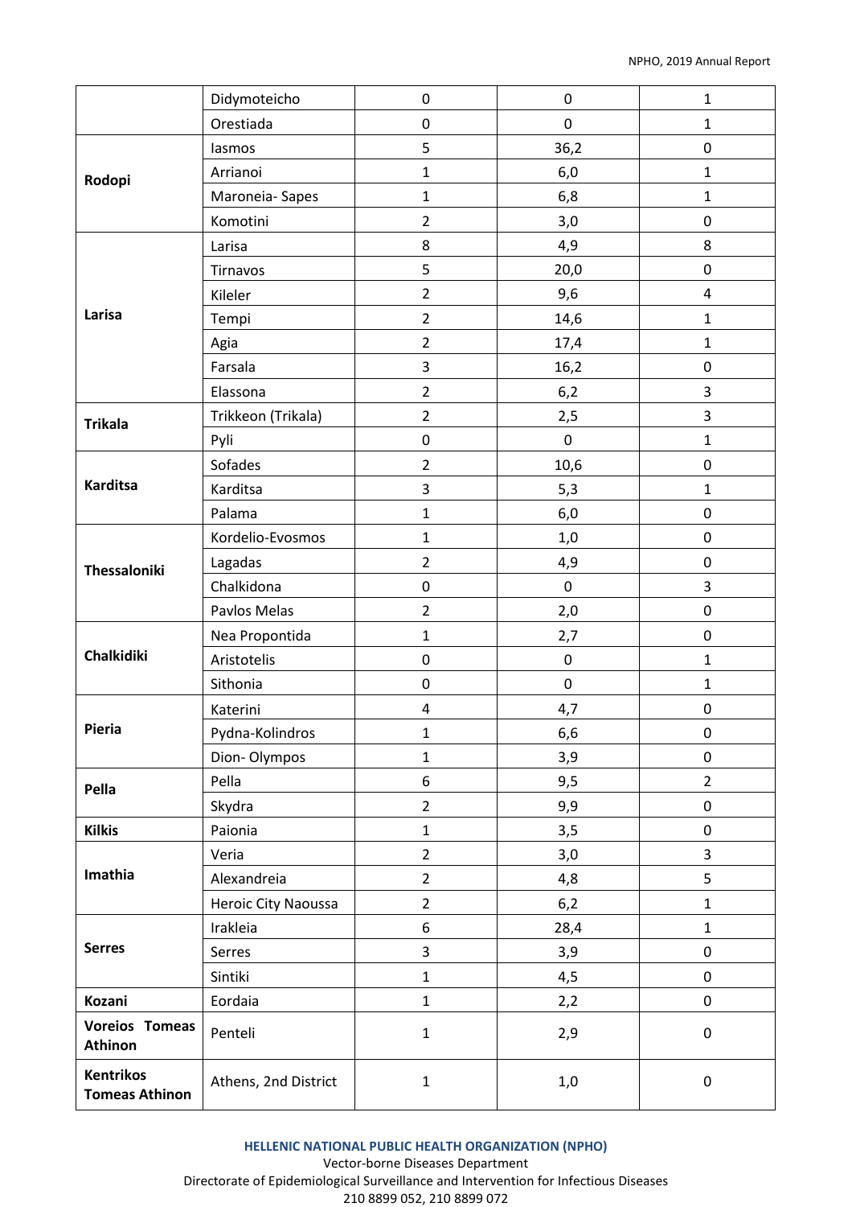| | | | | |
|---|---|---|---|---|
| | Didymoteicho | 0 | 0 | 1 |
| | Orestiada | 0 | 0 | 1 |
| **Rodopi** | Iasmos | 5 | 36,2 | 0 |
| | Arrianoi | 1 | 6,0 | 1 |
| | Maroneia- Sapes | 1 | 6,8 | 1 |
| | Komotini | 2 | 3,0 | 0 |
| **Larisa** | Larisa | 8 | 4,9 | 8 |
| | Tirnavos | 5 | 20,0 | 0 |
| | Kileler | 2 | 9,6 | 4 |
| | Tempi | 2 | 14,6 | 1 |
| | Agia | 2 | 17,4 | 1 |
| | Farsala | 3 | 16,2 | 0 |
| | Elassona | 2 | 6,2 | 3 |
| **Trikala** | Trikkeon (Trikala) | 2 | 2,5 | 3 |
| | Pyli | 0 | 0 | 1 |
| **Karditsa** | Sofades | 2 | 10,6 | 0 |
| | Karditsa | 3 | 5,3 | 1 |
| | Palama | 1 | 6,0 | 0 |
| **Thessaloniki** | Kordelio-Evosmos | 1 | 1,0 | 0 |
| | Lagadas | 2 | 4,9 | 0 |
| | Chalkidona | 0 | 0 | 3 |
| | Pavlos Melas | 2 | 2,0 | 0 |
| **Chalkidiki** | Nea Propontida | 1 | 2,7 | 0 |
| | Aristotelis | 0 | 0 | 1 |
| | Sithonia | 0 | 0 | 1 |
| **Pieria** | Katerini | 4 | 4,7 | 0 |
| | Pydna-Kolindros | 1 | 6,6 | 0 |
| | Dion- Olympos | 1 | 3,9 | 0 |
| **Pella** | Pella | 6 | 9,5 | 2 |
| | Skydra | 2 | 9,9 | 0 |
| **Kilkis** | Paionia | 1 | 3,5 | 0 |
| **Imathia** | Veria | 2 | 3,0 | 3 |
| | Alexandreia | 2 | 4,8 | 5 |
| | Heroic City Naoussa | 2 | 6,2 | 1 |
| **Serres** | Irakleia | 6 | 28,4 | 1 |
| | Serres | 3 | 3,9 | 0 |
| | Sintiki | 1 | 4,5 | 0 |
| **Kozani** | Eordaia | 1 | 2,2 | 0 |
| **Voreios Tomeas Athinon** | Penteli | 1 | 2,9 | 0 |
| **Kentrikos Tomeas Athinon** | Athens, 2nd District | 1 | 1,0 | 0 |

**HELLENIC NATIONAL PUBLIC HEALTH ORGANIZATION (NPHO)**
Vector-borne Diseases Department
Directorate of Epidemiological Surveillance and Intervention for Infectious Diseases
210 8899 052, 210 8899 072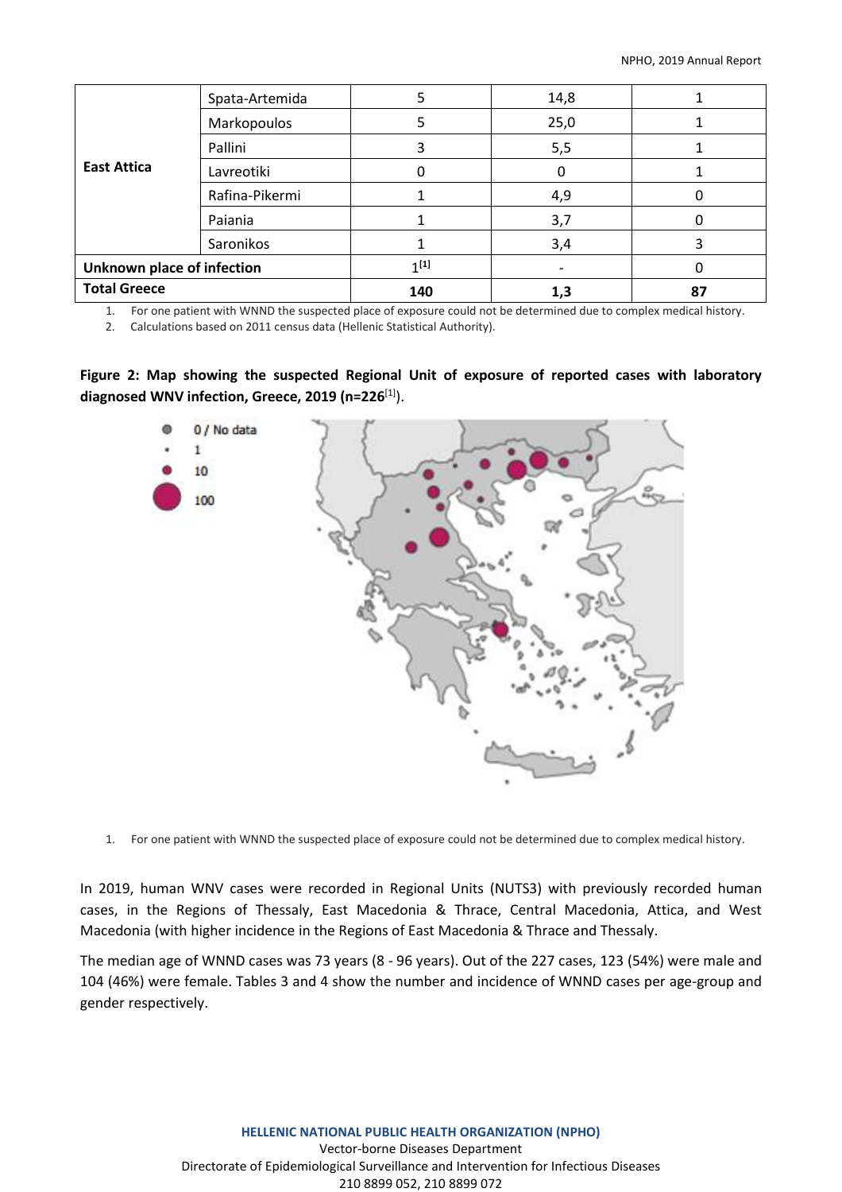| | | | | |
|---|---|---|---|---|
| **East Attica** | Spata-Artemida | 5 | 14,8 | 1 |
| | Markopoulos | 5 | 25,0 | 1 |
| | Pallini | 3 | 5,5 | 1 |
| | Lavreotiki | 0 | 0 | 1 |
| | Rafina-Pikermi | 1 | 4,9 | 0 |
| | Paiania | 1 | 3,7 | 0 |
| | Saronikos | 1 | 3,4 | 3 |
| **Unknown place of infection** | | 1[1] | - | 0 |
| **Total Greece** | | **140** | **1,3** | **87** |

1. For one patient with WNND the suspected place of exposure could not be determined due to complex medical history.
2. Calculations based on 2011 census data (Hellenic Statistical Authority).

**Figure 2: Map showing the suspected Regional Unit of exposure of reported cases with laboratory diagnosed WNV infection, Greece, 2019 (n=226**[1]**).**

1. For one patient with WNND the suspected place of exposure could not be determined due to complex medical history.

In 2019, human WNV cases were recorded in Regional Units (NUTS3) with previously recorded human cases, in the Regions of Thessaly, East Macedonia & Thrace, Central Macedonia, Attica, and West Macedonia (with higher incidence in the Regions of East Macedonia & Thrace and Thessaly.

The median age of WNND cases was 73 years (8 - 96 years). Out of the 227 cases, 123 (54%) were male and 104 (46%) were female. Tables 3 and 4 show the number and incidence of WNND cases per age-group and gender respectively.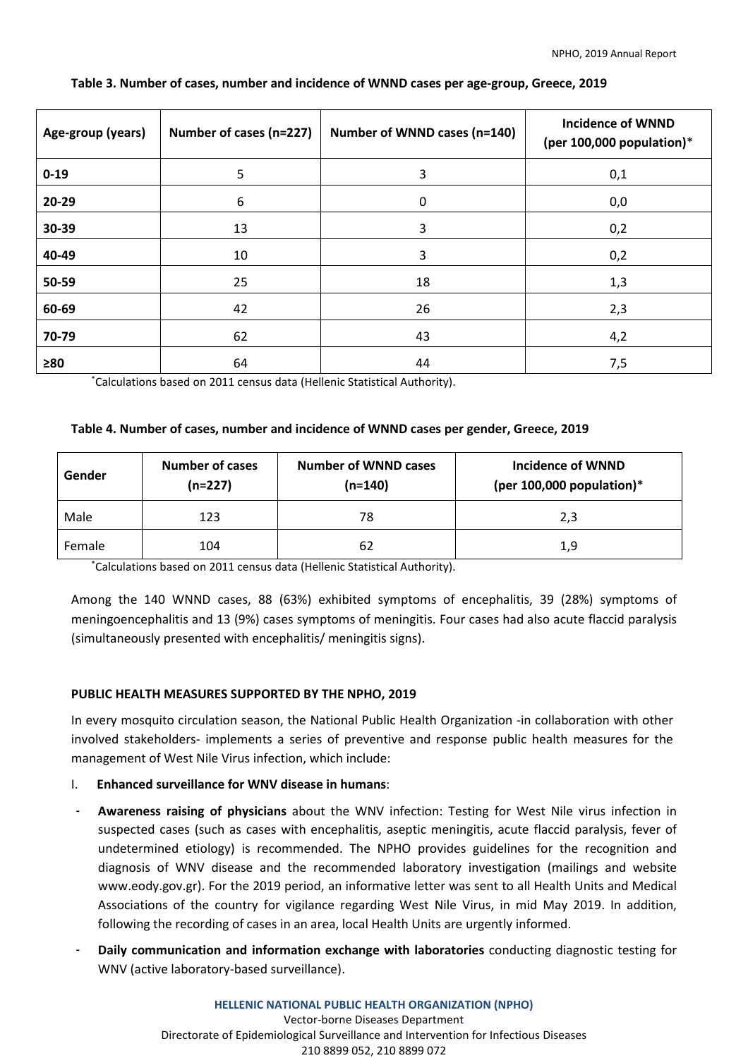**Table 3. Number of cases, number and incidence of WNND cases per age-group, Greece, 2019**

| Age-group (years) | Number of cases (n=227) | Number of WNND cases (n=140) | Incidence of WNND (per 100,000 population)* |
|---|---|---|---|
| **0-19** | 5 | 3 | 0,1 |
| **20-29** | 6 | 0 | 0,0 |
| **30-39** | 13 | 3 | 0,2 |
| **40-49** | 10 | 3 | 0,2 |
| **50-59** | 25 | 18 | 1,3 |
| **60-69** | 42 | 26 | 2,3 |
| **70-79** | 62 | 43 | 4,2 |
| **≥80** | 64 | 44 | 7,5 |

*Calculations based on 2011 census data (Hellenic Statistical Authority).

**Table 4. Number of cases, number and incidence of WNND cases per gender, Greece, 2019**

| Gender | Number of cases (n=227) | Number of WNND cases (n=140) | Incidence of WNND (per 100,000 population)* |
|---|---|---|---|
| Male | 123 | 78 | 2,3 |
| Female | 104 | 62 | 1,9 |

*Calculations based on 2011 census data (Hellenic Statistical Authority).

Among the 140 WNND cases, 88 (63%) exhibited symptoms of encephalitis, 39 (28%) symptoms of meningoencephalitis and 13 (9%) cases symptoms of meningitis. Four cases had also acute flaccid paralysis (simultaneously presented with encephalitis/ meningitis signs).

**PUBLIC HEALTH MEASURES SUPPORTED BY THE NPHO, 2019**

In every mosquito circulation season, the National Public Health Organization -in collaboration with other involved stakeholders- implements a series of preventive and response public health measures for the management of West Nile Virus infection, which include:

I. **Enhanced surveillance for WNV disease in humans**:

- **Awareness raising of physicians** about the WNV infection: Testing for West Nile virus infection in suspected cases (such as cases with encephalitis, aseptic meningitis, acute flaccid paralysis, fever of undetermined etiology) is recommended. The NPHO provides guidelines for the recognition and diagnosis of WNV disease and the recommended laboratory investigation (mailings and website www.eody.gov.gr). For the 2019 period, an informative letter was sent to all Health Units and Medical Associations of the country for vigilance regarding West Nile Virus, in mid May 2019. In addition, following the recording of cases in an area, local Health Units are urgently informed.
- **Daily communication and information exchange with laboratories** conducting diagnostic testing for WNV (active laboratory-based surveillance).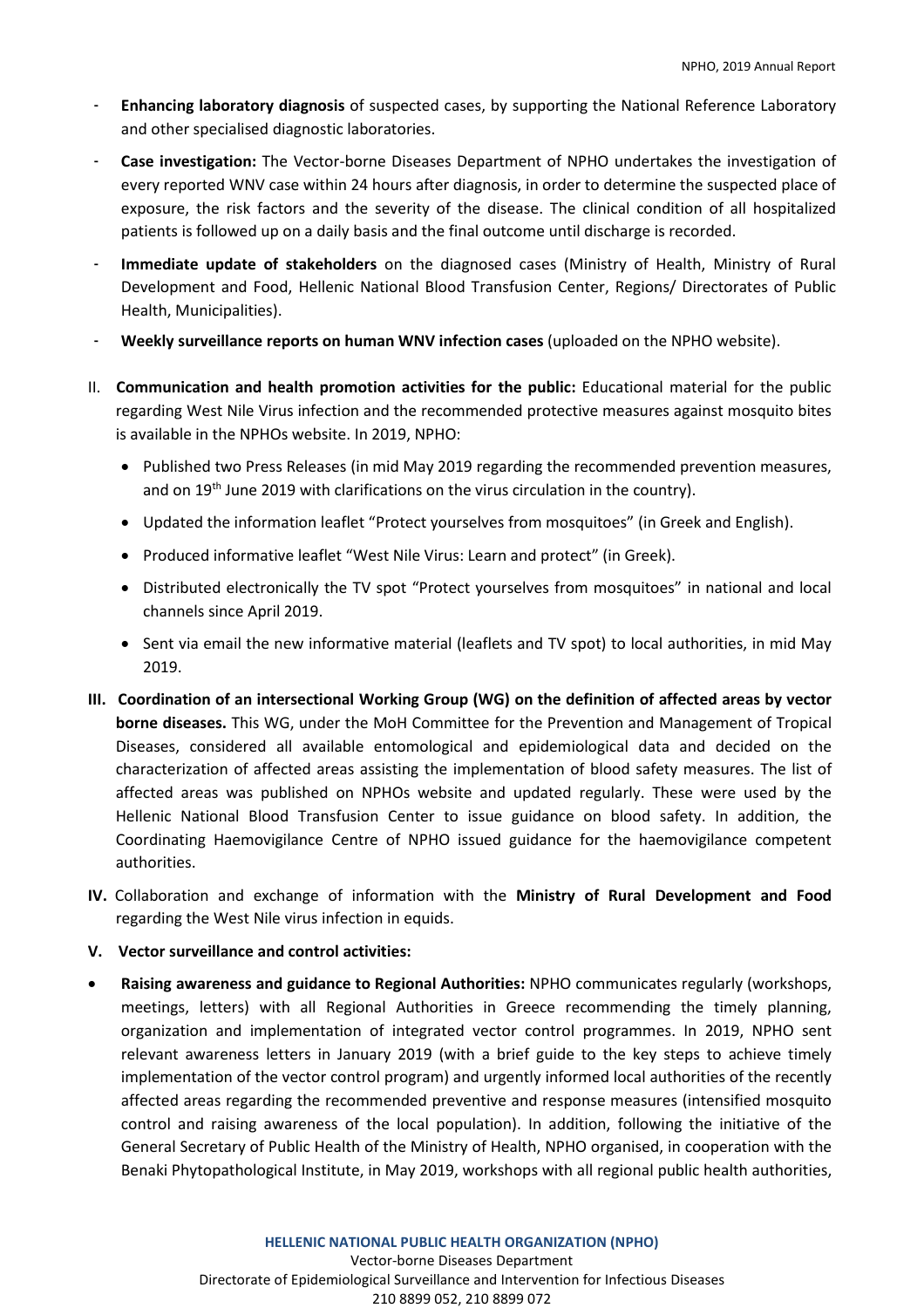- **Enhancing laboratory diagnosis** of suspected cases, by supporting the National Reference Laboratory and other specialised diagnostic laboratories.
- **Case investigation:** The Vector-borne Diseases Department of NPHO undertakes the investigation of every reported WNV case within 24 hours after diagnosis, in order to determine the suspected place of exposure, the risk factors and the severity of the disease. The clinical condition of all hospitalized patients is followed up on a daily basis and the final outcome until discharge is recorded.
- **Immediate update of stakeholders** on the diagnosed cases (Ministry of Health, Ministry of Rural Development and Food, Hellenic National Blood Transfusion Center, Regions/ Directorates of Public Health, Municipalities).
- **Weekly surveillance reports on human WNV infection cases** (uploaded on the NPHO website).

II. **Communication and health promotion activities for the public:** Educational material for the public regarding West Nile Virus infection and the recommended protective measures against mosquito bites is available in the NPHOs website. In 2019, NPHO:

   - Published two Press Releases (in mid May 2019 regarding the recommended prevention measures, and on 19th June 2019 with clarifications on the virus circulation in the country).
   - Updated the information leaflet "Protect yourselves from mosquitoes" (in Greek and English).
   - Produced informative leaflet "West Nile Virus: Learn and protect" (in Greek).
   - Distributed electronically the TV spot "Protect yourselves from mosquitoes" in national and local channels since April 2019.
   - Sent via email the new informative material (leaflets and TV spot) to local authorities, in mid May 2019.

**III. Coordination of an intersectional Working Group (WG) on the definition of affected areas by vector borne diseases.** This WG, under the MoH Committee for the Prevention and Management of Tropical Diseases, considered all available entomological and epidemiological data and decided on the characterization of affected areas assisting the implementation of blood safety measures. The list of affected areas was published on NPHOs website and updated regularly. These were used by the Hellenic National Blood Transfusion Center to issue guidance on blood safety. In addition, the Coordinating Haemovigilance Centre of NPHO issued guidance for the haemovigilance competent authorities.

**IV.** Collaboration and exchange of information with the **Ministry of Rural Development and Food** regarding the West Nile virus infection in equids.

**V. Vector surveillance and control activities:**

- **Raising awareness and guidance to Regional Authorities:** NPHO communicates regularly (workshops, meetings, letters) with all Regional Authorities in Greece recommending the timely planning, organization and implementation of integrated vector control programmes. In 2019, NPHO sent relevant awareness letters in January 2019 (with a brief guide to the key steps to achieve timely implementation of the vector control program) and urgently informed local authorities of the recently affected areas regarding the recommended preventive and response measures (intensified mosquito control and raising awareness of the local population). In addition, following the initiative of the General Secretary of Public Health of the Ministry of Health, NPHO organised, in cooperation with the Benaki Phytopathological Institute, in May 2019, workshops with all regional public health authorities,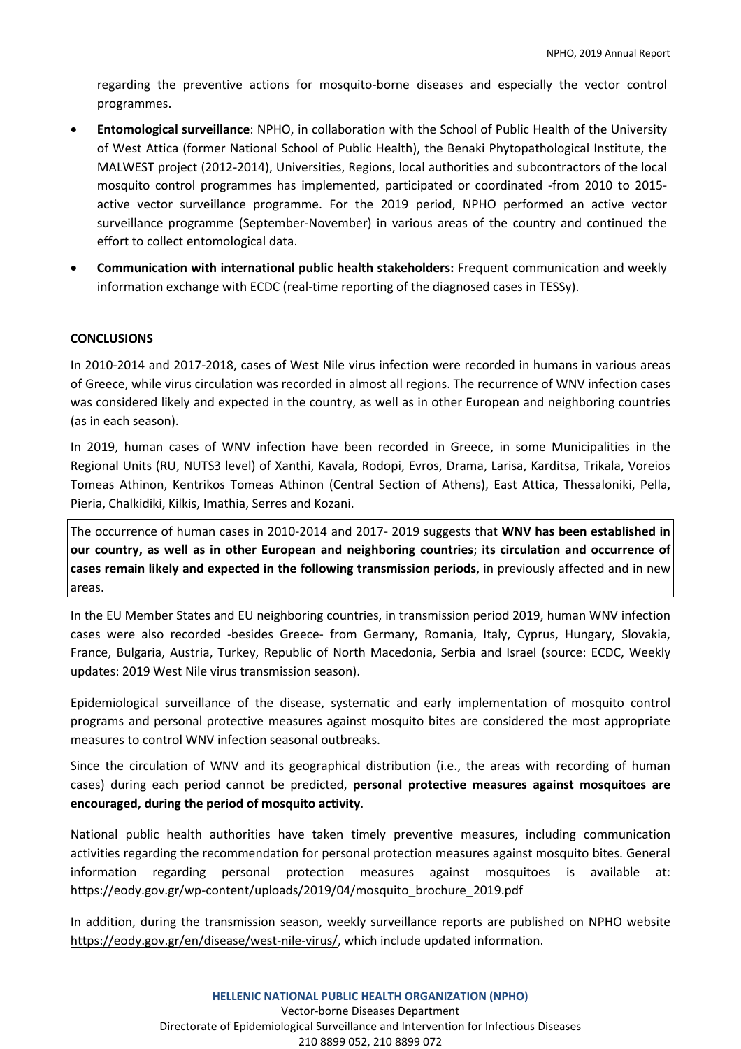regarding the preventive actions for mosquito-borne diseases and especially the vector control programmes.

- **Entomological surveillance**: NPHO, in collaboration with the School of Public Health of the University of West Attica (former National School of Public Health), the Benaki Phytopathological Institute, the MALWEST project (2012-2014), Universities, Regions, local authorities and subcontractors of the local mosquito control programmes has implemented, participated or coordinated -from 2010 to 2015- active vector surveillance programme. For the 2019 period, NPHO performed an active vector surveillance programme (September-November) in various areas of the country and continued the effort to collect entomological data.
- **Communication with international public health stakeholders:** Frequent communication and weekly information exchange with ECDC (real-time reporting of the diagnosed cases in TESSy).

**CONCLUSIONS**

In 2010-2014 and 2017-2018, cases of West Nile virus infection were recorded in humans in various areas of Greece, while virus circulation was recorded in almost all regions. The recurrence of WNV infection cases was considered likely and expected in the country, as well as in other European and neighboring countries (as in each season).

In 2019, human cases of WNV infection have been recorded in Greece, in some Municipalities in the Regional Units (RU, NUTS3 level) of Xanthi, Kavala, Rodopi, Evros, Drama, Larisa, Karditsa, Trikala, Voreios Tomeas Athinon, Kentrikos Tomeas Athinon (Central Section of Athens), East Attica, Thessaloniki, Pella, Pieria, Chalkidiki, Kilkis, Imathia, Serres and Kozani.

The occurrence of human cases in 2010-2014 and 2017- 2019 suggests that **WNV has been established in our country, as well as in other European and neighboring countries**; **its circulation and occurrence of cases remain likely and expected in the following transmission periods**, in previously affected and in new areas.

In the EU Member States and EU neighboring countries, in transmission period 2019, human WNV infection cases were also recorded -besides Greece- from Germany, Romania, Italy, Cyprus, Hungary, Slovakia, France, Bulgaria, Austria, Turkey, Republic of North Macedonia, Serbia and Israel (source: ECDC, Weekly updates: 2019 West Nile virus transmission season).

Epidemiological surveillance of the disease, systematic and early implementation of mosquito control programs and personal protective measures against mosquito bites are considered the most appropriate measures to control WNV infection seasonal outbreaks.

Since the circulation of WNV and its geographical distribution (i.e., the areas with recording of human cases) during each period cannot be predicted, **personal protective measures against mosquitoes are encouraged, during the period of mosquito activity**.

National public health authorities have taken timely preventive measures, including communication activities regarding the recommendation for personal protection measures against mosquito bites. General information regarding personal protection measures against mosquitoes is available at: https://eody.gov.gr/wp-content/uploads/2019/04/mosquito_brochure_2019.pdf

In addition, during the transmission season, weekly surveillance reports are published on NPHO website https://eody.gov.gr/en/disease/west-nile-virus/, which include updated information.

**HELLENIC NATIONAL PUBLIC HEALTH ORGANIZATION (NPHO)**
Vector-borne Diseases Department
Directorate of Epidemiological Surveillance and Intervention for Infectious Diseases
210 8899 052, 210 8899 072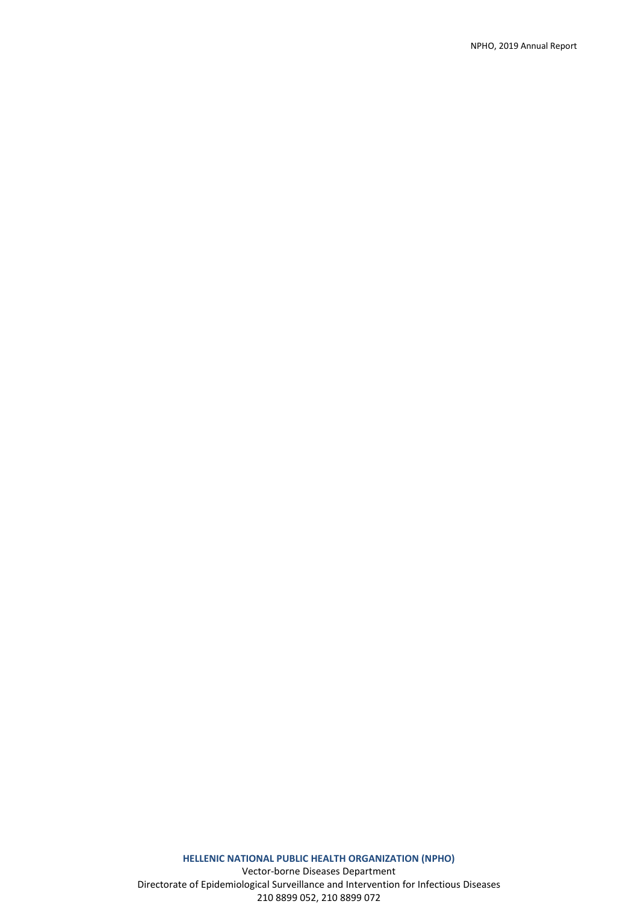**HELLENIC NATIONAL PUBLIC HEALTH ORGANIZATION (NPHO)**

Vector-borne Diseases Department

Directorate of Epidemiological Surveillance and Intervention for Infectious Diseases

210 8899 052, 210 8899 072